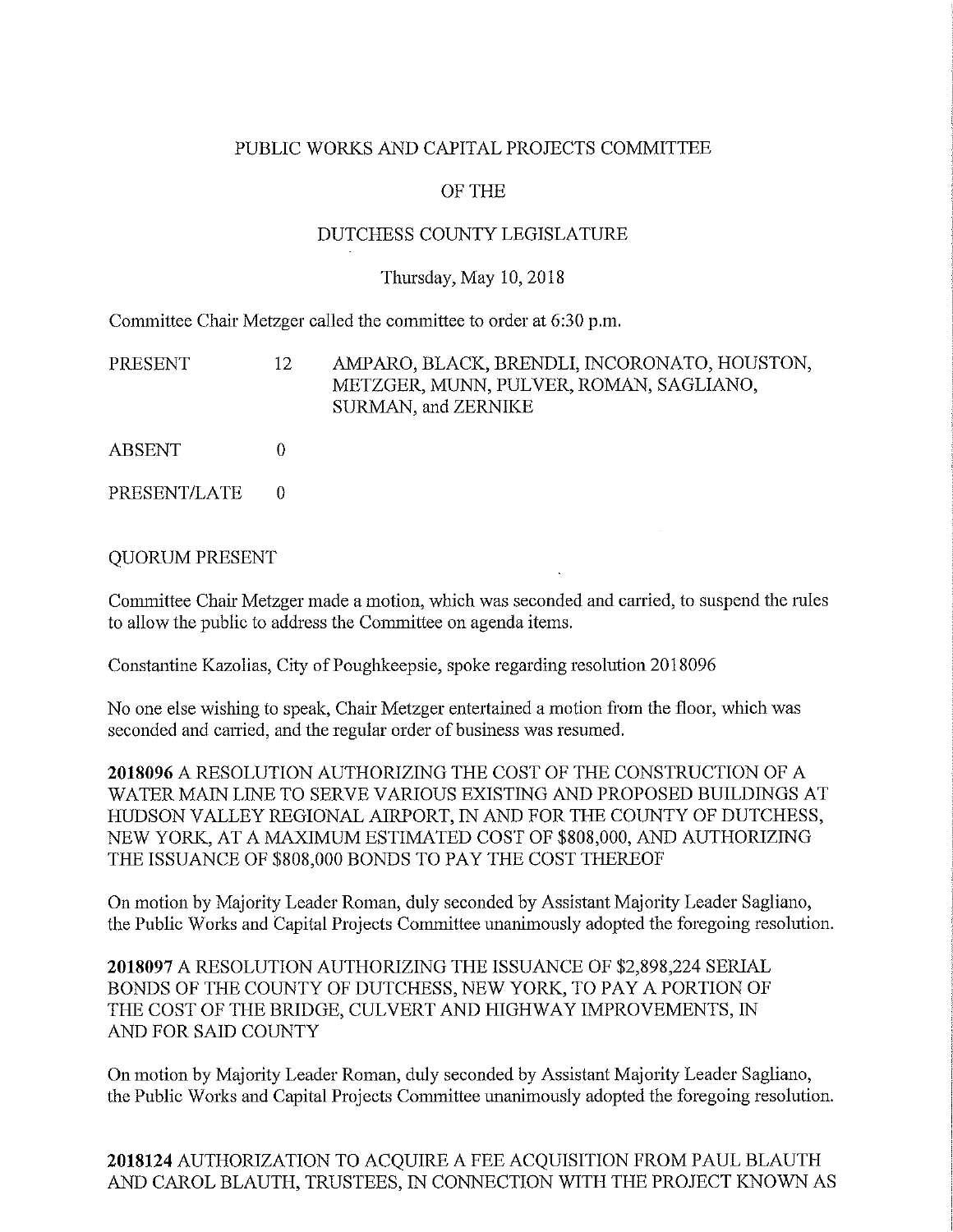# PUBLIC WORKS AND CAPITAL PROJECTS COMMITTEE

# OF THE

# DUTCHESS COUNTY LEGISLATURE

Thursday, May 10, 2018

Committee Chair Metzger called the committee to order at 6:30 p.m.

| | | |
|---|---|---|
| PRESENT | 12 | AMPARO, BLACK, BRENDLI, INCORONATO, HOUSTON, METZGER, MUNN, PULVER, ROMAN, SAGLIANO, SURMAN, and ZERNIKE |
| ABSENT | 0 | |
| PRESENT/LATE | 0 | |

QUORUM PRESENT

Committee Chair Metzger made a motion, which was seconded and carried, to suspend the rules to allow the public to address the Committee on agenda items.

Constantine Kazolias, City of Poughkeepsie, spoke regarding resolution 2018096

No one else wishing to speak, Chair Metzger entertained a motion from the floor, which was seconded and carried, and the regular order of business was resumed.

**2018096** A RESOLUTION AUTHORIZING THE COST OF THE CONSTRUCTION OF A WATER MAIN LINE TO SERVE VARIOUS EXISTING AND PROPOSED BUILDINGS AT HUDSON VALLEY REGIONAL AIRPORT, IN AND FOR THE COUNTY OF DUTCHESS, NEW YORK, AT A MAXIMUM ESTIMATED COST OF $808,000, AND AUTHORIZING THE ISSUANCE OF $808,000 BONDS TO PAY THE COST THEREOF

On motion by Majority Leader Roman, duly seconded by Assistant Majority Leader Sagliano, the Public Works and Capital Projects Committee unanimously adopted the foregoing resolution.

**2018097** A RESOLUTION AUTHORIZING THE ISSUANCE OF $2,898,224 SERIAL BONDS OF THE COUNTY OF DUTCHESS, NEW YORK, TO PAY A PORTION OF THE COST OF THE BRIDGE, CULVERT AND HIGHWAY IMPROVEMENTS, IN AND FOR SAID COUNTY

On motion by Majority Leader Roman, duly seconded by Assistant Majority Leader Sagliano, the Public Works and Capital Projects Committee unanimously adopted the foregoing resolution.

**2018124** AUTHORIZATION TO ACQUIRE A FEE ACQUISITION FROM PAUL BLAUTH AND CAROL BLAUTH, TRUSTEES, IN CONNECTION WITH THE PROJECT KNOWN AS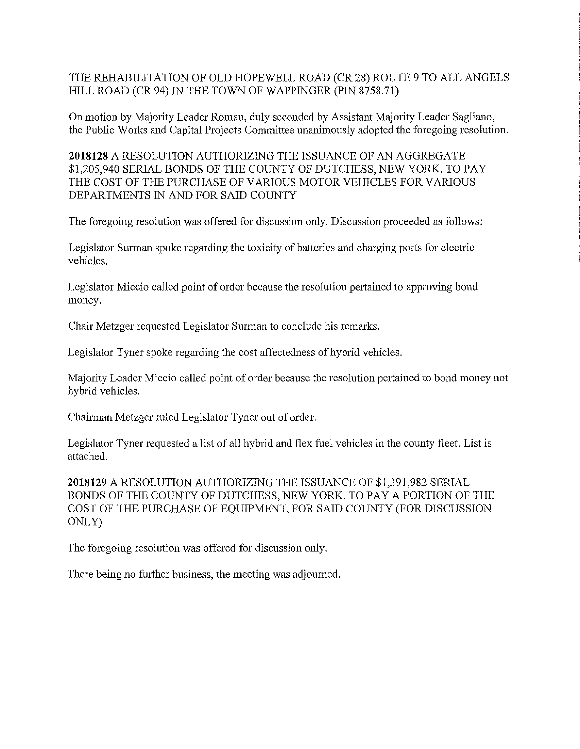THE REHABILITATION OF OLD HOPEWELL ROAD (CR 28) ROUTE 9 TO ALL ANGELS HILL ROAD (CR 94) IN THE TOWN OF WAPPINGER (PIN 8758.71)

On motion by Majority Leader Roman, duly seconded by Assistant Majority Leader Sagliano, the Public Works and Capital Projects Committee unanimously adopted the foregoing resolution.

**2018128** A RESOLUTION AUTHORIZING THE ISSUANCE OF AN AGGREGATE $1,205,940 SERIAL BONDS OF THE COUNTY OF DUTCHESS, NEW YORK, TO PAY THE COST OF THE PURCHASE OF VARIOUS MOTOR VEHICLES FOR VARIOUS DEPARTMENTS IN AND FOR SAID COUNTY

The foregoing resolution was offered for discussion only. Discussion proceeded as follows:

Legislator Surman spoke regarding the toxicity of batteries and charging ports for electric vehicles.

Legislator Miccio called point of order because the resolution pertained to approving bond money.

Chair Metzger requested Legislator Surman to conclude his remarks.

Legislator Tyner spoke regarding the cost affectedness of hybrid vehicles.

Majority Leader Miccio called point of order because the resolution pertained to bond money not hybrid vehicles.

Chairman Metzger ruled Legislator Tyner out of order.

Legislator Tyner requested a list of all hybrid and flex fuel vehicles in the county fleet. List is attached.

**2018129** A RESOLUTION AUTHORIZING THE ISSUANCE OF $1,391,982 SERIAL BONDS OF THE COUNTY OF DUTCHESS, NEW YORK, TO PAY A PORTION OF THE COST OF THE PURCHASE OF EQUIPMENT, FOR SAID COUNTY (FOR DISCUSSION ONLY)

The foregoing resolution was offered for discussion only.

There being no further business, the meeting was adjourned.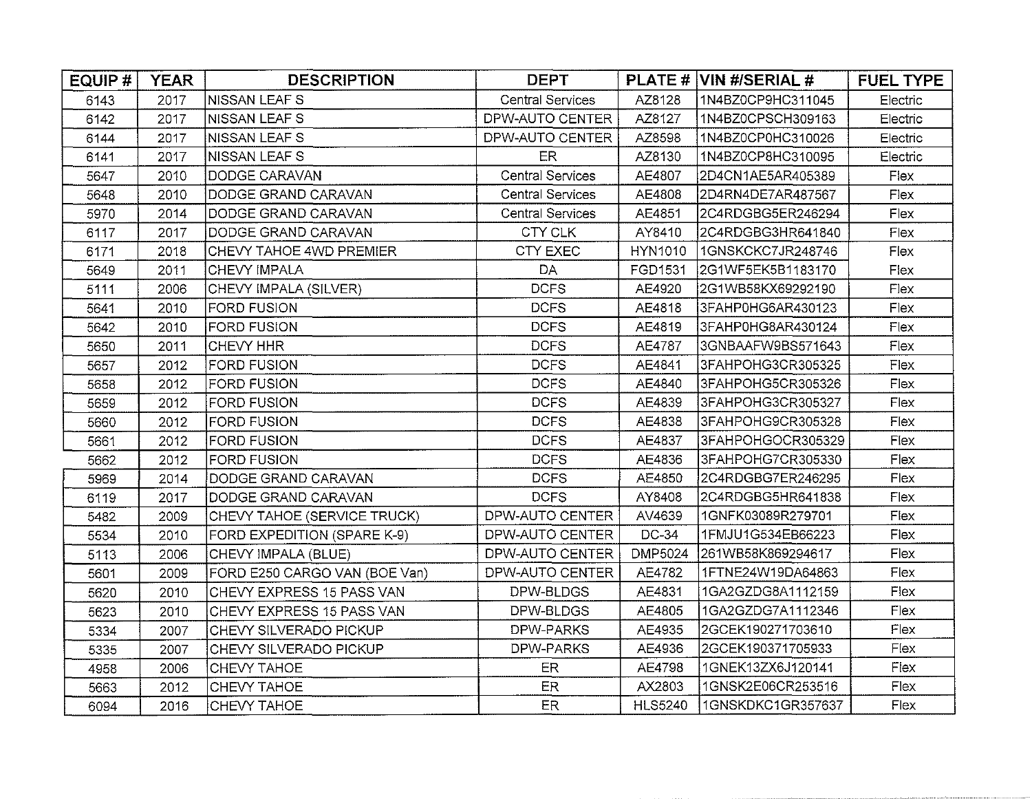| EQUIP # | YEAR | DESCRIPTION | DEPT | PLATE # | VIN #/SERIAL # | FUEL TYPE |
|---|---|---|---|---|---|---|
| 6143 | 2017 | NISSAN LEAF S | Central Services | AZ8128 | 1N4BZ0CP9HC311045 | Electric |
| 6142 | 2017 | NISSAN LEAF S | DPW-AUTO CENTER | AZ8127 | 1N4BZ0CPSCH309163 | Electric |
| 6144 | 2017 | NISSAN LEAF S | DPW-AUTO CENTER | AZ8598 | 1N4BZ0CP0HC310026 | Electric |
| 6141 | 2017 | NISSAN LEAF S | ER | AZ8130 | 1N4BZ0CP8HC310095 | Electric |
| 5647 | 2010 | DODGE CARAVAN | Central Services | AE4807 | 2D4CN1AE5AR405389 | Flex |
| 5648 | 2010 | DODGE GRAND CARAVAN | Central Services | AE4808 | 2D4RN4DE7AR487567 | Flex |
| 5970 | 2014 | DODGE GRAND CARAVAN | Central Services | AE4851 | 2C4RDGBG5ER246294 | Flex |
| 6117 | 2017 | DODGE GRAND CARAVAN | CTY CLK | AY8410 | 2C4RDGBG3HR641840 | Flex |
| 6171 | 2018 | CHEVY TAHOE 4WD PREMIER | CTY EXEC | HYN1010 | 1GNSKCKC7JR248746 | Flex |
| 5649 | 2011 | CHEVY IMPALA | DA | FGD1531 | 2G1WF5EK5B1183170 | Flex |
| 5111 | 2006 | CHEVY IMPALA (SILVER) | DCFS | AE4920 | 2G1WB58KX69292190 | Flex |
| 5641 | 2010 | FORD FUSION | DCFS | AE4818 | 3FAHP0HG6AR430123 | Flex |
| 5642 | 2010 | FORD FUSION | DCFS | AE4819 | 3FAHP0HG8AR430124 | Flex |
| 5650 | 2011 | CHEVY HHR | DCFS | AE4787 | 3GNBAAFW9BS571643 | Flex |
| 5657 | 2012 | FORD FUSION | DCFS | AE4841 | 3FAHPOHG3CR305325 | Flex |
| 5658 | 2012 | FORD FUSION | DCFS | AE4840 | 3FAHPOHG5CR305326 | Flex |
| 5659 | 2012 | FORD FUSION | DCFS | AE4839 | 3FAHPOHG3CR305327 | Flex |
| 5660 | 2012 | FORD FUSION | DCFS | AE4838 | 3FAHPOHG9CR305328 | Flex |
| 5661 | 2012 | FORD FUSION | DCFS | AE4837 | 3FAHPOHGOCR305329 | Flex |
| 5662 | 2012 | FORD FUSION | DCFS | AE4836 | 3FAHPOHG7CR305330 | Flex |
| 5969 | 2014 | DODGE GRAND CARAVAN | DCFS | AE4850 | 2C4RDGBG7ER246295 | Flex |
| 6119 | 2017 | DODGE GRAND CARAVAN | DCFS | AY8408 | 2C4RDGBG5HR641838 | Flex |
| 5482 | 2009 | CHEVY TAHOE (SERVICE TRUCK) | DPW-AUTO CENTER | AV4639 | 1GNFK03089R279701 | Flex |
| 5534 | 2010 | FORD EXPEDITION (SPARE K-9) | DPW-AUTO CENTER | DC-34 | 1FMJU1G534EB66223 | Flex |
| 5113 | 2006 | CHEVY IMPALA (BLUE) | DPW-AUTO CENTER | DMP5024 | 261WB58K869294617 | Flex |
| 5601 | 2009 | FORD E250 CARGO VAN (BOE Van) | DPW-AUTO CENTER | AE4782 | 1FTNE24W19DA64863 | Flex |
| 5620 | 2010 | CHEVY EXPRESS 15 PASS VAN | DPW-BLDGS | AE4831 | 1GA2GZDG8A1112159 | Flex |
| 5623 | 2010 | CHEVY EXPRESS 15 PASS VAN | DPW-BLDGS | AE4805 | 1GA2GZDG7A1112346 | Flex |
| 5334 | 2007 | CHEVY SILVERADO PICKUP | DPW-PARKS | AE4935 | 2GCEK190271703610 | Flex |
| 5335 | 2007 | CHEVY SILVERADO PICKUP | DPW-PARKS | AE4936 | 2GCEK190371705933 | Flex |
| 4958 | 2006 | CHEVY TAHOE | ER | AE4798 | 1GNEK13ZX6J120141 | Flex |
| 5663 | 2012 | CHEVY TAHOE | ER | AX2803 | 1GNSK2E06CR253516 | Flex |
| 6094 | 2016 | CHEVY TAHOE | ER | HLS5240 | 1GNSKDKC1GR357637 | Flex |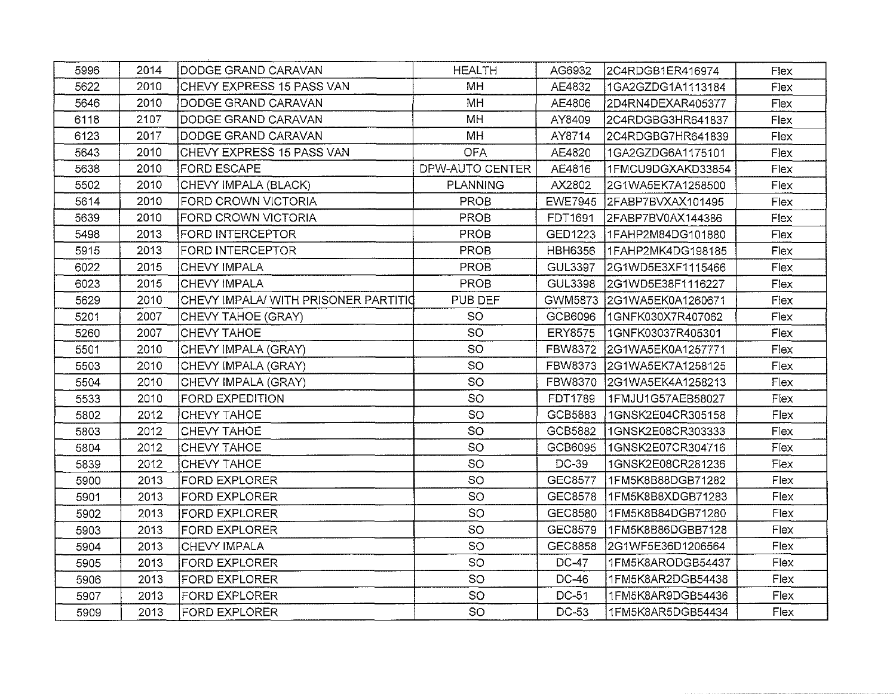| | | | | | | |
|---|---|---|---|---|---|---|
| 5996 | 2014 | DODGE GRAND CARAVAN | HEALTH | AG6932 | 2C4RDGB1ER416974 | Flex |
| 5622 | 2010 | CHEVY EXPRESS 15 PASS VAN | MH | AE4832 | 1GA2GZDG1A1113184 | Flex |
| 5646 | 2010 | DODGE GRAND CARAVAN | MH | AE4806 | 2D4RN4DEXAR405377 | Flex |
| 6118 | 2107 | DODGE GRAND CARAVAN | MH | AY8409 | 2C4RDGBG3HR641837 | Flex |
| 6123 | 2017 | DODGE GRAND CARAVAN | MH | AY8714 | 2C4RDGBG7HR641839 | Flex |
| 5643 | 2010 | CHEVY EXPRESS 15 PASS VAN | OFA | AE4820 | 1GA2GZDG6A1175101 | Flex |
| 5638 | 2010 | FORD ESCAPE | DPW-AUTO CENTER | AE4816 | 1FMCU9DGXAKD33854 | Flex |
| 5502 | 2010 | CHEVY IMPALA (BLACK) | PLANNING | AX2802 | 2G1WA5EK7A1258500 | Flex |
| 5614 | 2010 | FORD CROWN VICTORIA | PROB | EWE7945 | 2FABP7BVXAX101495 | Flex |
| 5639 | 2010 | FORD CROWN VICTORIA | PROB | FDT1691 | 2FABP7BV0AX144386 | Flex |
| 5498 | 2013 | FORD INTERCEPTOR | PROB | GED1223 | 1FAHP2M84DG101880 | Flex |
| 5915 | 2013 | FORD INTERCEPTOR | PROB | HBH6356 | 1FAHP2MK4DG198185 | Flex |
| 6022 | 2015 | CHEVY IMPALA | PROB | GUL3397 | 2G1WD5E3XF1115466 | Flex |
| 6023 | 2015 | CHEVY IMPALA | PROB | GUL3398 | 2G1WD5E38F1116227 | Flex |
| 5629 | 2010 | CHEVY IMPALA/ WITH PRISONER PARTITIO | PUB DEF | GWM5873 | 2G1WA5EK0A1260671 | Flex |
| 5201 | 2007 | CHEVY TAHOE (GRAY) | SO | GCB6096 | 1GNFK030X7R407062 | Flex |
| 5260 | 2007 | CHEVY TAHOE | SO | ERY8575 | 1GNFK03037R405301 | Flex |
| 5501 | 2010 | CHEVY IMPALA (GRAY) | SO | FBW8372 | 2G1WA5EK0A1257771 | Flex |
| 5503 | 2010 | CHEVY IMPALA (GRAY) | SO | FBW8373 | 2G1WA5EK7A1258125 | Flex |
| 5504 | 2010 | CHEVY IMPALA (GRAY) | SO | FBW8370 | 2G1WA5EK4A1258213 | Flex |
| 5533 | 2010 | FORD EXPEDITION | SO | FDT1789 | 1FMJU1G57AEB58027 | Flex |
| 5802 | 2012 | CHEVY TAHOE | SO | GCB5883 | 1GNSK2E04CR305158 | Flex |
| 5803 | 2012 | CHEVY TAHOE | SO | GCB5882 | 1GNSK2E08CR303333 | Flex |
| 5804 | 2012 | CHEVY TAHOE | SO | GCB6095 | 1GNSK2E07CR304716 | Flex |
| 5839 | 2012 | CHEVY TAHOE | SO | DC-39 | 1GNSK2E08CR281236 | Flex |
| 5900 | 2013 | FORD EXPLORER | SO | GEC8577 | 1FM5K8B88DGB71282 | Flex |
| 5901 | 2013 | FORD EXPLORER | SO | GEC8578 | 1FM5K8B8XDGB71283 | Flex |
| 5902 | 2013 | FORD EXPLORER | SO | GEC8580 | 1FM5K8B84DGB71280 | Flex |
| 5903 | 2013 | FORD EXPLORER | SO | GEC8579 | 1FM5K8B86DGBB7128 | Flex |
| 5904 | 2013 | CHEVY IMPALA | SO | GEC8858 | 2G1WF5E36D1206564 | Flex |
| 5905 | 2013 | FORD EXPLORER | SO | DC-47 | 1FM5K8ARODGB54437 | Flex |
| 5906 | 2013 | FORD EXPLORER | SO | DC-46 | 1FM5K8AR2DGB54438 | Flex |
| 5907 | 2013 | FORD EXPLORER | SO | DC-51 | 1FM5K8AR9DGB54436 | Flex |
| 5909 | 2013 | FORD EXPLORER | SO | DC-53 | 1FM5K8AR5DGB54434 | Flex |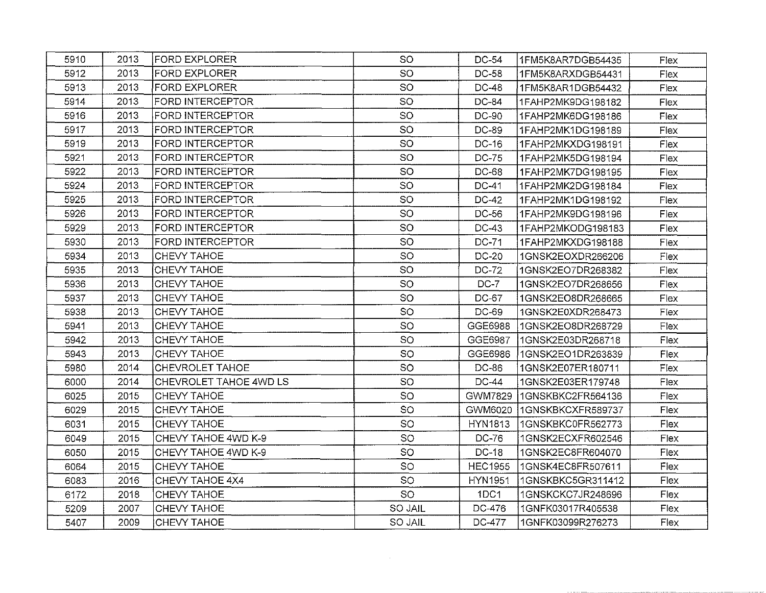| 5910 | 2013 | FORD EXPLORER | SO | DC-54 | 1FM5K8AR7DGB54435 | Flex |
|---|---|---|---|---|---|---|
| 5912 | 2013 | FORD EXPLORER | SO | DC-58 | 1FM5K8ARXDGB54431 | Flex |
| 5913 | 2013 | FORD EXPLORER | SO | DC-48 | 1FM5K8AR1DGB54432 | Flex |
| 5914 | 2013 | FORD INTERCEPTOR | SO | DC-84 | 1FAHP2MK9DG198182 | Flex |
| 5916 | 2013 | FORD INTERCEPTOR | SO | DC-90 | 1FAHP2MK6DG198186 | Flex |
| 5917 | 2013 | FORD INTERCEPTOR | SO | DC-89 | 1FAHP2MK1DG198189 | Flex |
| 5919 | 2013 | FORD INTERCEPTOR | SO | DC-16 | 1FAHP2MKXDG198191 | Flex |
| 5921 | 2013 | FORD INTERCEPTOR | SO | DC-75 | 1FAHP2MK5DG198194 | Flex |
| 5922 | 2013 | FORD INTERCEPTOR | SO | DC-68 | 1FAHP2MK7DG198195 | Flex |
| 5924 | 2013 | FORD INTERCEPTOR | SO | DC-41 | 1FAHP2MK2DG198184 | Flex |
| 5925 | 2013 | FORD INTERCEPTOR | SO | DC-42 | 1FAHP2MK1DG198192 | Flex |
| 5926 | 2013 | FORD INTERCEPTOR | SO | DC-56 | 1FAHP2MK9DG198196 | Flex |
| 5929 | 2013 | FORD INTERCEPTOR | SO | DC-43 | 1FAHP2MKODG198183 | Flex |
| 5930 | 2013 | FORD INTERCEPTOR | SO | DC-71 | 1FAHP2MKXDG198188 | Flex |
| 5934 | 2013 | CHEVY TAHOE | SO | DC-20 | 1GNSK2EOXDR266206 | Flex |
| 5935 | 2013 | CHEVY TAHOE | SO | DC-72 | 1GNSK2EO7DR268382 | Flex |
| 5936 | 2013 | CHEVY TAHOE | SO | DC-7 | 1GNSK2EO7DR268656 | Flex |
| 5937 | 2013 | CHEVY TAHOE | SO | DC-67 | 1GNSK2EO8DR268665 | Flex |
| 5938 | 2013 | CHEVY TAHOE | SO | DC-69 | 1GNSK2E0XDR268473 | Flex |
| 5941 | 2013 | CHEVY TAHOE | SO | GGE6988 | 1GNSK2EO8DR268729 | Flex |
| 5942 | 2013 | CHEVY TAHOE | SO | GGE6987 | 1GNSK2E03DR268718 | Flex |
| 5943 | 2013 | CHEVY TAHOE | SO | GGE6986 | 1GNSK2EO1DR263839 | Flex |
| 5980 | 2014 | CHEVROLET TAHOE | SO | DC-86 | 1GNSK2E07ER180711 | Flex |
| 6000 | 2014 | CHEVROLET TAHOE 4WD LS | SO | DC-44 | 1GNSK2E03ER179748 | Flex |
| 6025 | 2015 | CHEVY TAHOE | SO | GWM7829 | 1GNSKBKC2FR564136 | Flex |
| 6029 | 2015 | CHEVY TAHOE | SO | GWM6020 | 1GNSKBKCXFR589737 | Flex |
| 6031 | 2015 | CHEVY TAHOE | SO | HYN1813 | 1GNSKBKC0FR562773 | Flex |
| 6049 | 2015 | CHEVY TAHOE 4WD K-9 | SO | DC-76 | 1GNSK2ECXFR602546 | Flex |
| 6050 | 2015 | CHEVY TAHOE 4WD K-9 | SO | DC-18 | 1GNSK2EC8FR604070 | Flex |
| 6064 | 2015 | CHEVY TAHOE | SO | HEC1955 | 1GNSK4EC8FR507611 | Flex |
| 6083 | 2016 | CHEVY TAHOE 4X4 | SO | HYN1951 | 1GNSKBKC5GR311412 | Flex |
| 6172 | 2018 | CHEVY TAHOE | SO | 1DC1 | 1GNSKCKC7JR248696 | Flex |
| 5209 | 2007 | CHEVY TAHOE | SO JAIL | DC-476 | 1GNFK03017R405538 | Flex |
| 5407 | 2009 | CHEVY TAHOE | SO JAIL | DC-477 | 1GNFK03099R276273 | Flex |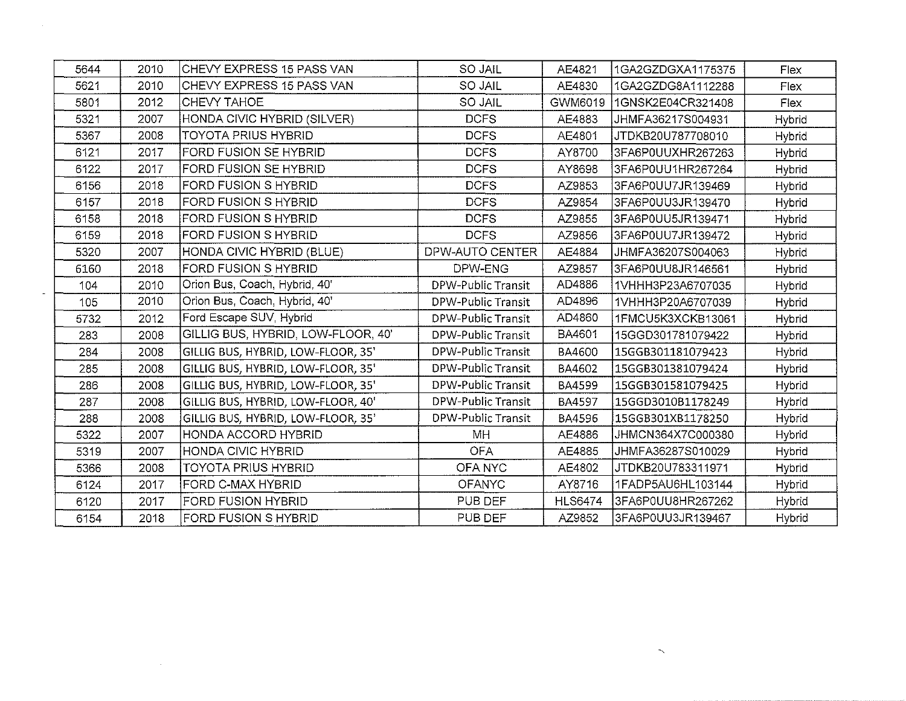| | | | | | | |
|---|---|---|---|---|---|---|
| 5644 | 2010 | CHEVY EXPRESS 15 PASS VAN | SO JAIL | AE4821 | 1GA2GZDGXA1175375 | Flex |
| 5621 | 2010 | CHEVY EXPRESS 15 PASS VAN | SO JAIL | AE4830 | 1GA2GZDG8A1112288 | Flex |
| 5801 | 2012 | CHEVY TAHOE | SO JAIL | GWM6019 | 1GNSK2E04CR321408 | Flex |
| 5321 | 2007 | HONDA CIVIC HYBRID (SILVER) | DCFS | AE4883 | JHMFA36217S004931 | Hybrid |
| 5367 | 2008 | TOYOTA PRIUS HYBRID | DCFS | AE4801 | JTDKB20U787708010 | Hybrid |
| 6121 | 2017 | FORD FUSION SE HYBRID | DCFS | AY8700 | 3FA6P0UUXHR267263 | Hybrid |
| 6122 | 2017 | FORD FUSION SE HYBRID | DCFS | AY8698 | 3FA6P0UU1HR267264 | Hybrid |
| 6156 | 2018 | FORD FUSION S HYBRID | DCFS | AZ9853 | 3FA6P0UU7JR139469 | Hybrid |
| 6157 | 2018 | FORD FUSION S HYBRID | DCFS | AZ9854 | 3FA6P0UU3JR139470 | Hybrid |
| 6158 | 2018 | FORD FUSION S HYBRID | DCFS | AZ9855 | 3FA6P0UU5JR139471 | Hybrid |
| 6159 | 2018 | FORD FUSION S HYBRID | DCFS | AZ9856 | 3FA6P0UU7JR139472 | Hybrid |
| 5320 | 2007 | HONDA CIVIC HYBRID (BLUE) | DPW-AUTO CENTER | AE4884 | JHMFA36207S004063 | Hybrid |
| 6160 | 2018 | FORD FUSION S HYBRID | DPW-ENG | AZ9857 | 3FA6P0UU8JR146561 | Hybrid |
| 104 | 2010 | Orion Bus, Coach, Hybrid, 40' | DPW-Public Transit | AD4886 | 1VHHH3P23A6707035 | Hybrid |
| 105 | 2010 | Orion Bus, Coach, Hybrid, 40' | DPW-Public Transit | AD4896 | 1VHHH3P20A6707039 | Hybrid |
| 5732 | 2012 | Ford Escape SUV, Hybrid | DPW-Public Transit | AD4860 | 1FMCU5K3XCKB13061 | Hybrid |
| 283 | 2008 | GILLIG BUS, HYBRID, LOW-FLOOR, 40' | DPW-Public Transit | BA4601 | 15GGD301781079422 | Hybrid |
| 284 | 2008 | GILLIG BUS, HYBRID, LOW-FLOOR, 35' | DPW-Public Transit | BA4600 | 15GGB301181079423 | Hybrid |
| 285 | 2008 | GILLIG BUS, HYBRID, LOW-FLOOR, 35' | DPW-Public Transit | BA4602 | 15GGB301381079424 | Hybrid |
| 286 | 2008 | GILLIG BUS, HYBRID, LOW-FLOOR, 35' | DPW-Public Transit | BA4599 | 15GGB301581079425 | Hybrid |
| 287 | 2008 | GILLIG BUS, HYBRID, LOW-FLOOR, 40' | DPW-Public Transit | BA4597 | 15GGD3010B1178249 | Hybrid |
| 288 | 2008 | GILLIG BUS, HYBRID, LOW-FLOOR, 35' | DPW-Public Transit | BA4596 | 15GGB301XB1178250 | Hybrid |
| 5322 | 2007 | HONDA ACCORD HYBRID | MH | AE4886 | JHMCN364X7C000380 | Hybrid |
| 5319 | 2007 | HONDA CIVIC HYBRID | OFA | AE4885 | JHMFA36287S010029 | Hybrid |
| 5366 | 2008 | TOYOTA PRIUS HYBRID | OFA NYC | AE4802 | JTDKB20U783311971 | Hybrid |
| 6124 | 2017 | FORD C-MAX HYBRID | OFANYC | AY8716 | 1FADP5AU6HL103144 | Hybrid |
| 6120 | 2017 | FORD FUSION HYBRID | PUB DEF | HLS6474 | 3FA6P0UU8HR267262 | Hybrid |
| 6154 | 2018 | FORD FUSION S HYBRID | PUB DEF | AZ9852 | 3FA6P0UU3JR139467 | Hybrid |